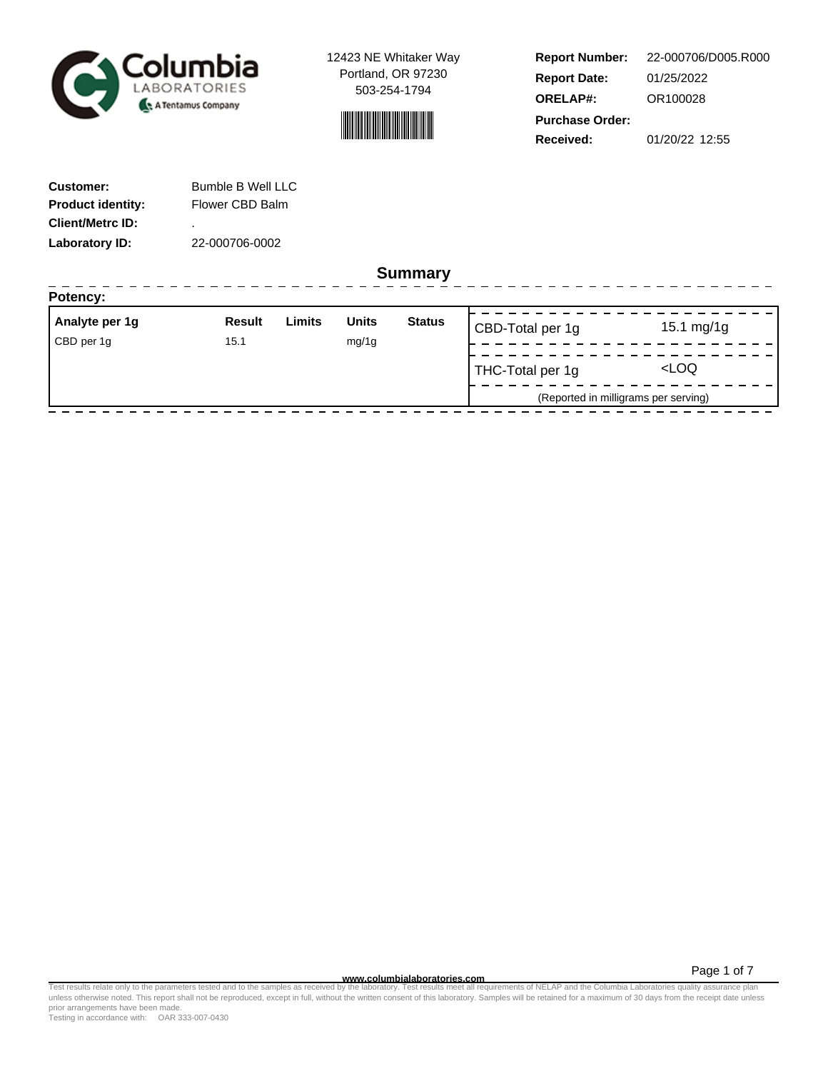Columbia Laboratories
A Tentamus Company

12423 NE Whitaker Way
Portland, OR 97230
503-254-1794

**Report Number:** 22-000706/D005.R000
**Report Date:** 01/25/2022
**ORELAP#:** OR100028
**Purchase Order:**
**Received:** 01/20/22 12:55

**Customer:** Bumble B Well LLC
**Product identity:** Flower CBD Balm
**Client/Metrc ID:** .
**Laboratory ID:** 22-000706-0002

## Summary

**Potency:**

| Analyte per 1g | Result | Limits | Units | Status |
|---|---|---|---|---|
| CBD per 1g | 15.1 | | mg/1g | |

| | |
|---|---|
| CBD-Total per 1g | 15.1 mg/1g |
| THC-Total per 1g | <LOQ |

(Reported in milligrams per serving)

www.columbialaboratories.com

Test results relate only to the parameters tested and to the samples as received by the laboratory. Test results meet all requirements of NELAP and the Columbia Laboratories quality assurance plan unless otherwise noted. This report shall not be reproduced, except in full, without the written consent of this laboratory. Samples will be retained for a maximum of 30 days from the receipt date unless prior arrangements have been made.
Testing in accordance with: OAR 333-007-0430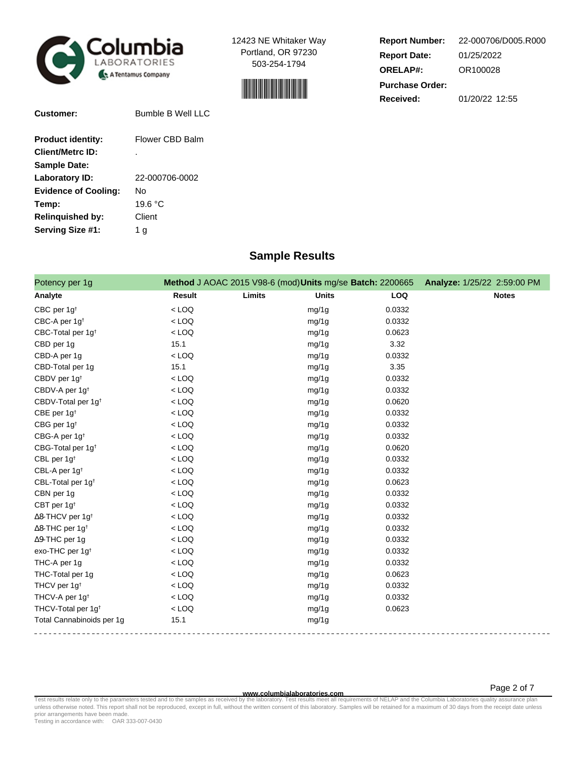Columbia LABORATORIES — A Tentamus Company

12423 NE Whitaker Way
Portland, OR 97230
503-254-1794

| | |
|---|---|
| **Report Number:** | 22-000706/D005.R000 |
| **Report Date:** | 01/25/2022 |
| **ORELAP#:** | OR100028 |
| **Purchase Order:** | |
| **Received:** | 01/20/22 12:55 |

| | |
|---|---|
| **Customer:** | Bumble B Well LLC |
| **Product identity:** | Flower CBD Balm |
| **Client/Metrc ID:** | . |
| **Sample Date:** | |
| **Laboratory ID:** | 22-000706-0002 |
| **Evidence of Cooling:** | No |
| **Temp:** | 19.6 °C |
| **Relinquished by:** | Client |
| **Serving Size #1:** | 1 g |

## Sample Results

Potency per 1g — **Method** J AOAC 2015 V98-6 (mod) **Units** mg/se **Batch:** 2200665 **Analyze:** 1/25/22 2:59:00 PM

| Analyte | Result | Limits | Units | LOQ | Notes |
|---|---|---|---|---|---|
| CBC per 1g† | < LOQ | | mg/1g | 0.0332 | |
| CBC-A per 1g† | < LOQ | | mg/1g | 0.0332 | |
| CBC-Total per 1g† | < LOQ | | mg/1g | 0.0623 | |
| CBD per 1g | 15.1 | | mg/1g | 3.32 | |
| CBD-A per 1g | < LOQ | | mg/1g | 0.0332 | |
| CBD-Total per 1g | 15.1 | | mg/1g | 3.35 | |
| CBDV per 1g† | < LOQ | | mg/1g | 0.0332 | |
| CBDV-A per 1g† | < LOQ | | mg/1g | 0.0332 | |
| CBDV-Total per 1g† | < LOQ | | mg/1g | 0.0620 | |
| CBE per 1g† | < LOQ | | mg/1g | 0.0332 | |
| CBG per 1g† | < LOQ | | mg/1g | 0.0332 | |
| CBG-A per 1g† | < LOQ | | mg/1g | 0.0332 | |
| CBG-Total per 1g† | < LOQ | | mg/1g | 0.0620 | |
| CBL per 1g† | < LOQ | | mg/1g | 0.0332 | |
| CBL-A per 1g† | < LOQ | | mg/1g | 0.0332 | |
| CBL-Total per 1g† | < LOQ | | mg/1g | 0.0623 | |
| CBN per 1g | < LOQ | | mg/1g | 0.0332 | |
| CBT per 1g† | < LOQ | | mg/1g | 0.0332 | |
| Δ8-THCV per 1g† | < LOQ | | mg/1g | 0.0332 | |
| Δ8-THC per 1g† | < LOQ | | mg/1g | 0.0332 | |
| Δ9-THC per 1g | < LOQ | | mg/1g | 0.0332 | |
| exo-THC per 1g† | < LOQ | | mg/1g | 0.0332 | |
| THC-A per 1g | < LOQ | | mg/1g | 0.0332 | |
| THC-Total per 1g | < LOQ | | mg/1g | 0.0623 | |
| THCV per 1g† | < LOQ | | mg/1g | 0.0332 | |
| THCV-A per 1g† | < LOQ | | mg/1g | 0.0332 | |
| THCV-Total per 1g† | < LOQ | | mg/1g | 0.0623 | |
| Total Cannabinoids per 1g | 15.1 | | mg/1g | | |

www.columbialaboratories.com

Test results relate only to the parameters tested and to the samples as received by the laboratory. Test results meet all requirements of NELAP and the Columbia Laboratories quality assurance plan unless otherwise noted. This report shall not be reproduced, except in full, without the written consent of this laboratory. Samples will be retained for a maximum of 30 days from the receipt date unless prior arrangements have been made.
Testing in accordance with: OAR 333-007-0430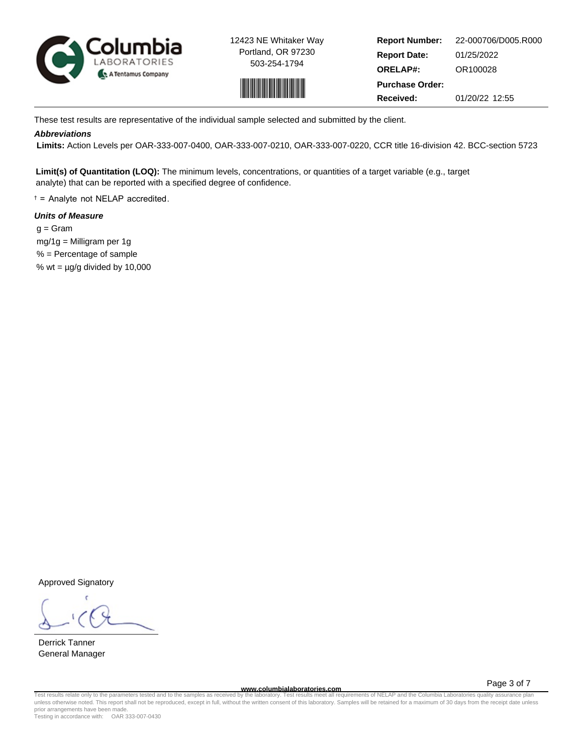Columbia LABORATORIES — A Tentamus Company

12423 NE Whitaker Way
Portland, OR 97230
503-254-1794

| | |
|---|---|
| **Report Number:** | 22-000706/D005.R000 |
| **Report Date:** | 01/25/2022 |
| **ORELAP#:** | OR100028 |
| **Purchase Order:** | |
| **Received:** | 01/20/22 12:55 |

These test results are representative of the individual sample selected and submitted by the client.

***Abbreviations***

**Limits:** Action Levels per OAR-333-007-0400, OAR-333-007-0210, OAR-333-007-0220, CCR title 16-division 42. BCC-section 5723

**Limit(s) of Quantitation (LOQ):** The minimum levels, concentrations, or quantities of a target variable (e.g., target analyte) that can be reported with a specified degree of confidence.

† = Analyte not NELAP accredited.

***Units of Measure***

g = Gram
mg/1g = Milligram per 1g
% = Percentage of sample
% wt = µg/g divided by 10,000

Approved Signatory

Derrick Tanner
General Manager

www.columbialaboratories.com

Test results relate only to the parameters tested and to the samples as received by the laboratory. Test results meet all requirements of NELAP and the Columbia Laboratories quality assurance plan unless otherwise noted. This report shall not be reproduced, except in full, without the written consent of this laboratory. Samples will be retained for a maximum of 30 days from the receipt date unless prior arrangements have been made.
Testing in accordance with: OAR 333-007-0430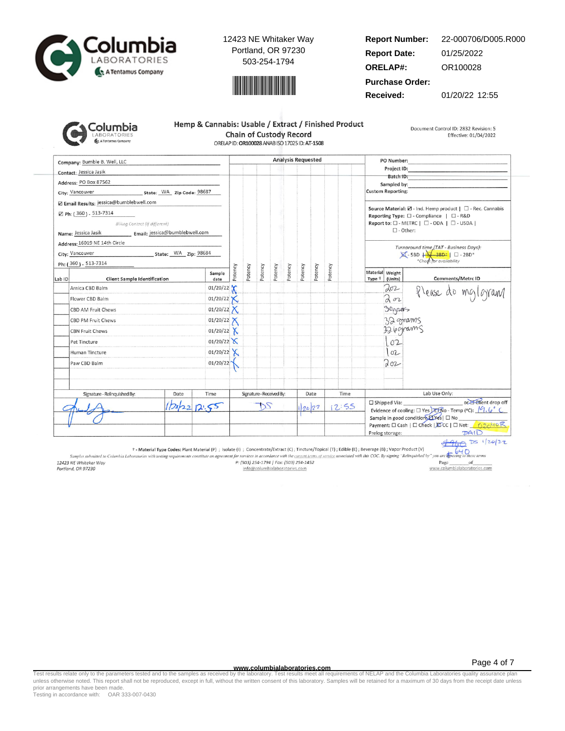**Columbia LABORATORIES** A Tentamus Company

12423 NE Whitaker Way
Portland, OR 97230
503-254-1794

| | |
|---|---|
| **Report Number:** | 22-000706/D005.R000 |
| **Report Date:** | 01/25/2022 |
| **ORELAP#:** | OR100028 |
| **Purchase Order:** | |
| **Received:** | 01/20/22 12:55 |

## Hemp & Cannabis: Usable / Extract / Finished Product Chain of Custody Record

ORELAP ID: OR100028 ANAB ISO 17025 ID: AT-1508

Document Control ID: 2832 Revision: 5
Effective: 01/04/2022

Company: Bumble B. Well, LLC
Contact: Jessica Jasik
Address: PO Box 87562
City: Vancouver State: WA Zip Code: 98687
☑ Email Results: jessica@bumblebwell.com
☑ Ph: (360) - 513-7314

*Billing Contact (if different)*

Name: Jessica Jasik Email: jessica@bumblebwell.com
Address: 16019 NE 14th Circle
City: Vancouver State: WA Zip: 98684
Ph: (360) - 513-7314

PO Number:
Project ID:
Batch ID:
Sampled by:
Custom Reporting:

Source Material: ☑ - Ind. Hemp product | ☐ - Rec. Cannabis
Reporting Type: ☐ - Compliance | ☐ - R&D
Report to: ☐ - METRC | ☐ - ODA | ☐ - USDA |
☐ - Other:

*Turnaround time (TAT - Business Days):*
☒ - 5BD | ~~☒ - 3BD*~~ | ☐ - 2BD*
*\*Check for availability*

| Lab ID | Client Sample Identification | Sample date | Potency | Potency | Potency | Potency | Potency | Potency | Potency | Potency | Material Type † | Weight (Units) | Comments/Metrc ID |
|---|---|---|---|---|---|---|---|---|---|---|---|---|---|
| | Arnica CBD Balm | 01/20/22 | X | | | | | | | | | 2oz | Please do mg/gram |
| | Flower CBD Balm | 01/20/22 | X | | | | | | | | | 2oz | |
| | CBD AM Fruit Chews | 01/20/22 | X | | | | | | | | | 30grams | |
| | CBD PM Fruit Chews | 01/20/22 | X | | | | | | | | | 32 grams | |
| | CBN Fruit Chews | 01/20/22 | X | | | | | | | | | 32.6grams | |
| | Pet Tincture | 01/20/22 | X | | | | | | | | | 1oz | |
| | Human Tincture | 01/20/22 | X | | | | | | | | | 1oz | |
| | Paw CBD Balm | 01/20/22 | X | | | | | | | | | 2oz | |

| Signature - Relinquished By: | Date | Time | Signature - Received By: | Date | Time |
|---|---|---|---|---|---|
| [signature] | 1/20/22 | 12:55 | DS | 1/20/22 | 12:55 |

Lab Use Only:
☐ Shipped Via: or ☑ Client drop off
Evidence of cooling: ☐ Yes | ☑ No - Temp (°C): 19.6°C
Sample in good condition: ☑ Yes | ☐ No
Payment: ☐ Cash | ☐ Check | ☑ CC | ☐ Net: 020408 PAID
Prelog storage:
~~$960~~ $640 DS 1/20/22

† - Material Type Codes: Plant Material (P) ; Isolate (I) ; Concentrate/Extract (C) ; Tincture/Topical (T) ; Edible (E) ; Beverage (B) ; Vapor Product (V)

*Samples submitted to Columbia Laboratories with testing requirements constitute an agreement for services in accordance with the current terms of service associated with this COC. By signing "Relinquished by" you are agreeing to these terms*

12423 NE Whitaker Way
Portland, OR 97230

P: (503) 254-1794 | Fax: (503) 254-1452
info@columbialaboratories.com

Page ___ of ___

www.columbialaboratories.com

www.columbialaboratories.com

Test results relate only to the parameters tested and to the samples as received by the laboratory. Test results meet all requirements of NELAP and the Columbia Laboratories quality assurance plan unless otherwise noted. This report shall not be reproduced, except in full, without the written consent of this laboratory. Samples will be retained for a maximum of 30 days from the receipt date unless prior arrangements have been made.
Testing in accordance with: OAR 333-007-0430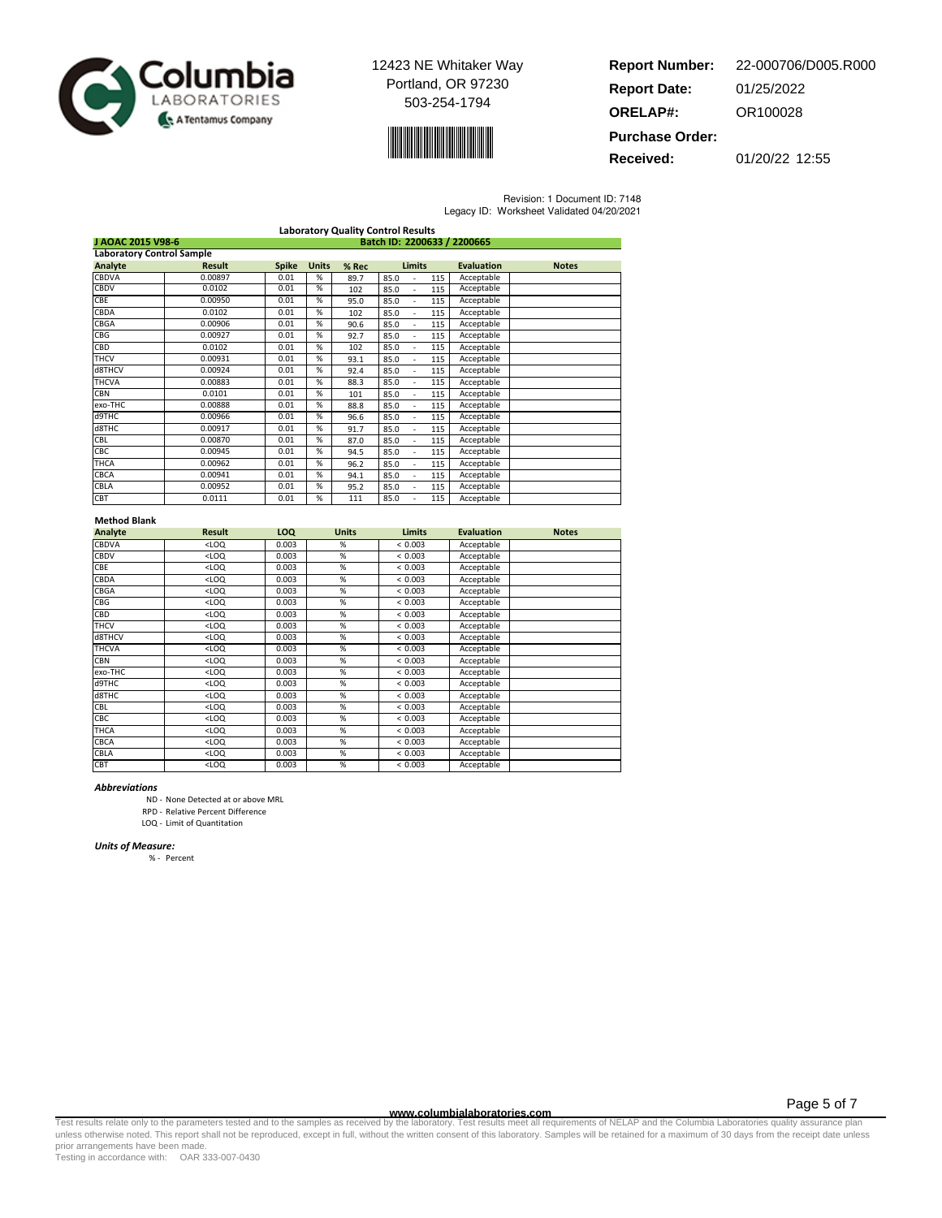Columbia LABORATORIES — A Tentamus Company

12423 NE Whitaker Way
Portland, OR 97230
503-254-1794

**Report Number:** 22-000706/D005.R000
**Report Date:** 01/25/2022
**ORELAP#:** OR100028
**Purchase Order:**
**Received:** 01/20/22 12:55

Revision: 1 Document ID: 7148
Legacy ID: Worksheet Validated 04/20/2021

## Laboratory Quality Control Results

**J AOAC 2015 V98-6** — **Batch ID: 2200633 / 2200665**

### Laboratory Control Sample

| Analyte | Result | Spike | Units | % Rec | Limits | Evaluation | Notes |
|---|---|---|---|---|---|---|---|
| CBDVA | 0.00897 | 0.01 | % | 89.7 | 85.0 - 115 | Acceptable | |
| CBDV | 0.0102 | 0.01 | % | 102 | 85.0 - 115 | Acceptable | |
| CBE | 0.00950 | 0.01 | % | 95.0 | 85.0 - 115 | Acceptable | |
| CBDA | 0.0102 | 0.01 | % | 102 | 85.0 - 115 | Acceptable | |
| CBGA | 0.00906 | 0.01 | % | 90.6 | 85.0 - 115 | Acceptable | |
| CBG | 0.00927 | 0.01 | % | 92.7 | 85.0 - 115 | Acceptable | |
| CBD | 0.0102 | 0.01 | % | 102 | 85.0 - 115 | Acceptable | |
| THCV | 0.00931 | 0.01 | % | 93.1 | 85.0 - 115 | Acceptable | |
| d8THCV | 0.00924 | 0.01 | % | 92.4 | 85.0 - 115 | Acceptable | |
| THCVA | 0.00883 | 0.01 | % | 88.3 | 85.0 - 115 | Acceptable | |
| CBN | 0.0101 | 0.01 | % | 101 | 85.0 - 115 | Acceptable | |
| exo-THC | 0.00888 | 0.01 | % | 88.8 | 85.0 - 115 | Acceptable | |
| d9THC | 0.00966 | 0.01 | % | 96.6 | 85.0 - 115 | Acceptable | |
| d8THC | 0.00917 | 0.01 | % | 91.7 | 85.0 - 115 | Acceptable | |
| CBL | 0.00870 | 0.01 | % | 87.0 | 85.0 - 115 | Acceptable | |
| CBC | 0.00945 | 0.01 | % | 94.5 | 85.0 - 115 | Acceptable | |
| THCA | 0.00962 | 0.01 | % | 96.2 | 85.0 - 115 | Acceptable | |
| CBCA | 0.00941 | 0.01 | % | 94.1 | 85.0 - 115 | Acceptable | |
| CBLA | 0.00952 | 0.01 | % | 95.2 | 85.0 - 115 | Acceptable | |
| CBT | 0.0111 | 0.01 | % | 111 | 85.0 - 115 | Acceptable | |

### Method Blank

| Analyte | Result | LOQ | Units | Limits | Evaluation | Notes |
|---|---|---|---|---|---|---|
| CBDVA | <LOQ | 0.003 | % | < 0.003 | Acceptable | |
| CBDV | <LOQ | 0.003 | % | < 0.003 | Acceptable | |
| CBE | <LOQ | 0.003 | % | < 0.003 | Acceptable | |
| CBDA | <LOQ | 0.003 | % | < 0.003 | Acceptable | |
| CBGA | <LOQ | 0.003 | % | < 0.003 | Acceptable | |
| CBG | <LOQ | 0.003 | % | < 0.003 | Acceptable | |
| CBD | <LOQ | 0.003 | % | < 0.003 | Acceptable | |
| THCV | <LOQ | 0.003 | % | < 0.003 | Acceptable | |
| d8THCV | <LOQ | 0.003 | % | < 0.003 | Acceptable | |
| THCVA | <LOQ | 0.003 | % | < 0.003 | Acceptable | |
| CBN | <LOQ | 0.003 | % | < 0.003 | Acceptable | |
| exo-THC | <LOQ | 0.003 | % | < 0.003 | Acceptable | |
| d9THC | <LOQ | 0.003 | % | < 0.003 | Acceptable | |
| d8THC | <LOQ | 0.003 | % | < 0.003 | Acceptable | |
| CBL | <LOQ | 0.003 | % | < 0.003 | Acceptable | |
| CBC | <LOQ | 0.003 | % | < 0.003 | Acceptable | |
| THCA | <LOQ | 0.003 | % | < 0.003 | Acceptable | |
| CBCA | <LOQ | 0.003 | % | < 0.003 | Acceptable | |
| CBLA | <LOQ | 0.003 | % | < 0.003 | Acceptable | |
| CBT | <LOQ | 0.003 | % | < 0.003 | Acceptable | |

***Abbreviations***

ND - None Detected at or above MRL
RPD - Relative Percent Difference
LOQ - Limit of Quantitation

***Units of Measure:***

% - Percent

www.columbialaboratories.com

Test results relate only to the parameters tested and to the samples as received by the laboratory. Test results meet all requirements of NELAP and the Columbia Laboratories quality assurance plan unless otherwise noted. This report shall not be reproduced, except in full, without the written consent of this laboratory. Samples will be retained for a maximum of 30 days from the receipt date unless prior arrangements have been made.
Testing in accordance with: OAR 333-007-0430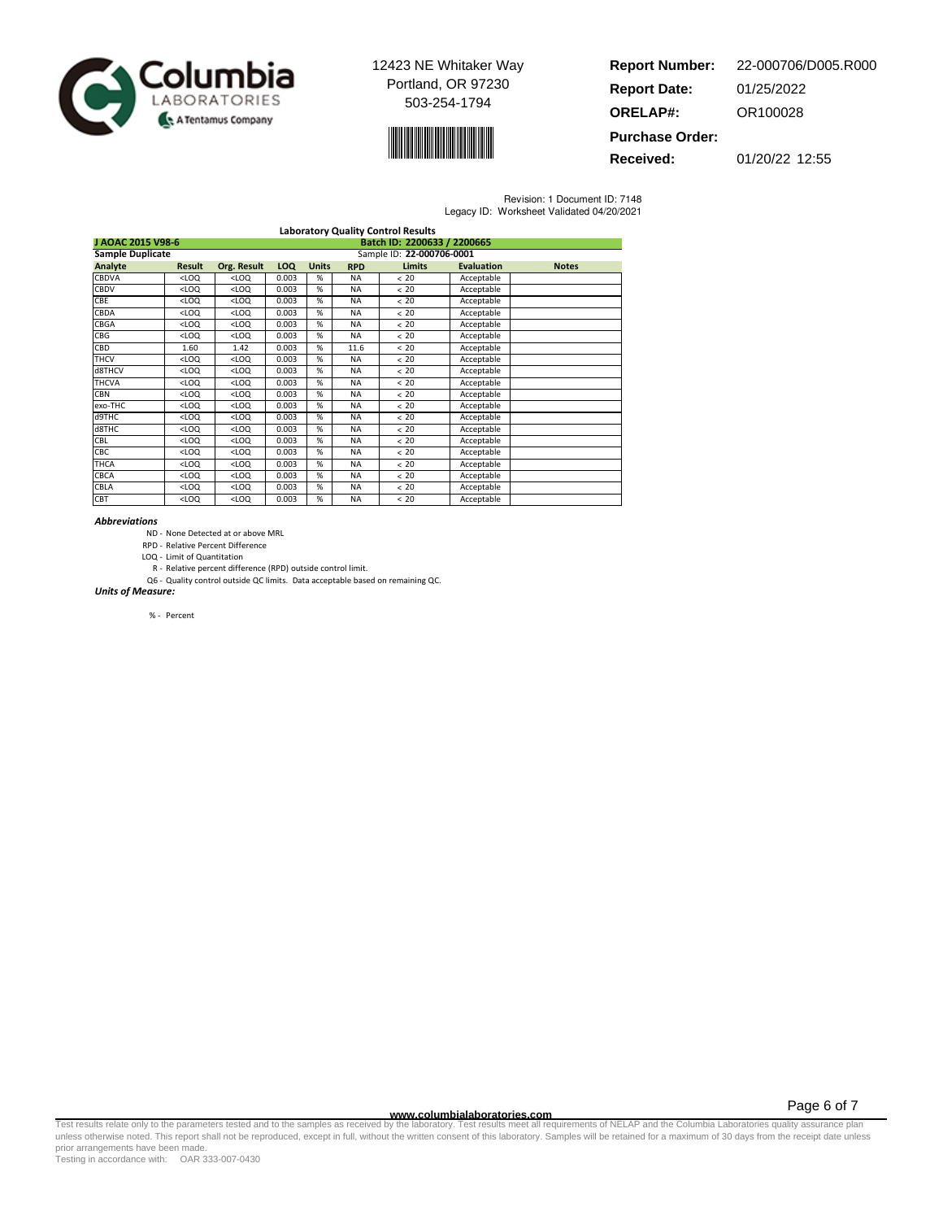Columbia LABORATORIES
A Tentamus Company

12423 NE Whitaker Way
Portland, OR 97230
503-254-1794

**Report Number:** 22-000706/D005.R000
**Report Date:** 01/25/2022
**ORELAP#:** OR100028
**Purchase Order:**
**Received:** 01/20/22 12:55

Revision: 1 Document ID: 7148
Legacy ID: Worksheet Validated 04/20/2021

## Laboratory Quality Control Results

**J AOAC 2015 V98-6** — **Batch ID: 2200633 / 2200665**

**Sample Duplicate** — Sample ID: **22-000706-0001**

| Analyte | Result | Org. Result | LOQ | Units | RPD | Limits | Evaluation | Notes |
|---|---|---|---|---|---|---|---|---|
| CBDVA | <LOQ | <LOQ | 0.003 | % | NA | < 20 | Acceptable | |
| CBDV | <LOQ | <LOQ | 0.003 | % | NA | < 20 | Acceptable | |
| CBE | <LOQ | <LOQ | 0.003 | % | NA | < 20 | Acceptable | |
| CBDA | <LOQ | <LOQ | 0.003 | % | NA | < 20 | Acceptable | |
| CBGA | <LOQ | <LOQ | 0.003 | % | NA | < 20 | Acceptable | |
| CBG | <LOQ | <LOQ | 0.003 | % | NA | < 20 | Acceptable | |
| CBD | 1.60 | 1.42 | 0.003 | % | 11.6 | < 20 | Acceptable | |
| THCV | <LOQ | <LOQ | 0.003 | % | NA | < 20 | Acceptable | |
| d8THCV | <LOQ | <LOQ | 0.003 | % | NA | < 20 | Acceptable | |
| THCVA | <LOQ | <LOQ | 0.003 | % | NA | < 20 | Acceptable | |
| CBN | <LOQ | <LOQ | 0.003 | % | NA | < 20 | Acceptable | |
| exo-THC | <LOQ | <LOQ | 0.003 | % | NA | < 20 | Acceptable | |
| d9THC | <LOQ | <LOQ | 0.003 | % | NA | < 20 | Acceptable | |
| d8THC | <LOQ | <LOQ | 0.003 | % | NA | < 20 | Acceptable | |
| CBL | <LOQ | <LOQ | 0.003 | % | NA | < 20 | Acceptable | |
| CBC | <LOQ | <LOQ | 0.003 | % | NA | < 20 | Acceptable | |
| THCA | <LOQ | <LOQ | 0.003 | % | NA | < 20 | Acceptable | |
| CBCA | <LOQ | <LOQ | 0.003 | % | NA | < 20 | Acceptable | |
| CBLA | <LOQ | <LOQ | 0.003 | % | NA | < 20 | Acceptable | |
| CBT | <LOQ | <LOQ | 0.003 | % | NA | < 20 | Acceptable | |

***Abbreviations***

- ND - None Detected at or above MRL
- RPD - Relative Percent Difference
- LOQ - Limit of Quantitation
- R - Relative percent difference (RPD) outside control limit.
- Q6 - Quality control outside QC limits. Data acceptable based on remaining QC.

***Units of Measure:***

- % - Percent

www.columbialaboratories.com

Test results relate only to the parameters tested and to the samples as received by the laboratory. Test results meet all requirements of NELAP and the Columbia Laboratories quality assurance plan unless otherwise noted. This report shall not be reproduced, except in full, without the written consent of this laboratory. Samples will be retained for a maximum of 30 days from the receipt date unless prior arrangements have been made.
Testing in accordance with: OAR 333-007-0430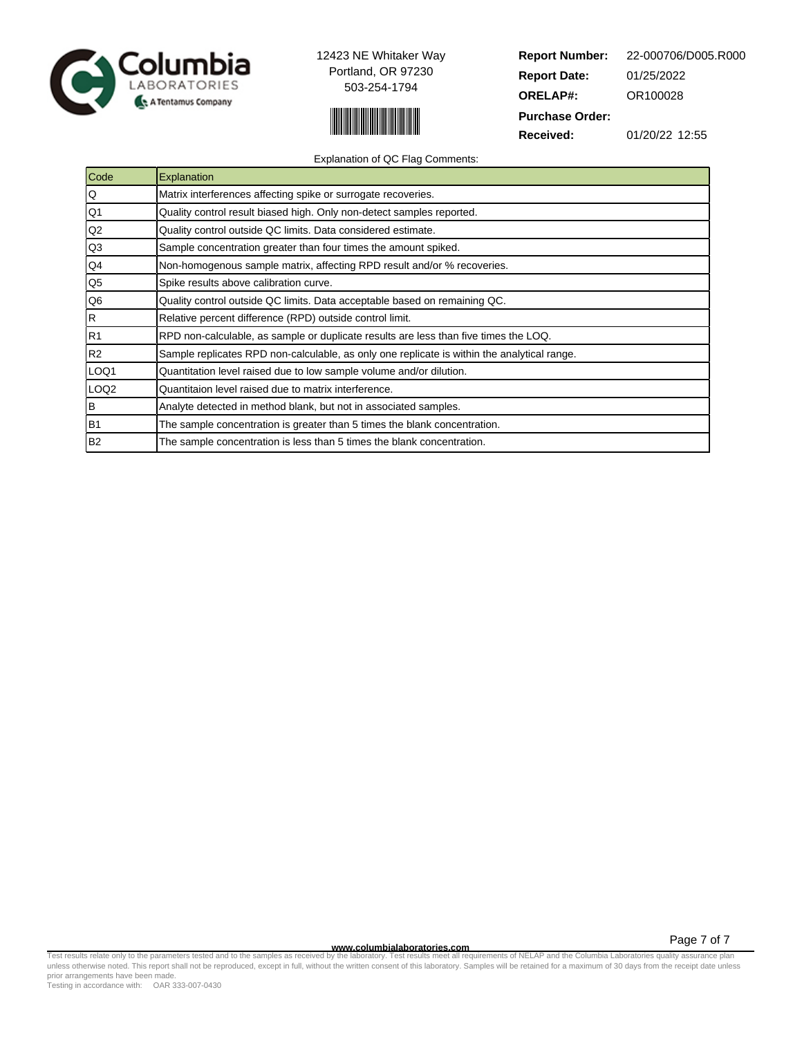Columbia LABORATORIES
A Tentamus Company

12423 NE Whitaker Way
Portland, OR 97230
503-254-1794

**Report Number:** 22-000706/D005.R000
**Report Date:** 01/25/2022
**ORELAP#:** OR100028
**Purchase Order:**
**Received:** 01/20/22 12:55

Explanation of QC Flag Comments:

| Code | Explanation |
|---|---|
| Q | Matrix interferences affecting spike or surrogate recoveries. |
| Q1 | Quality control result biased high. Only non-detect samples reported. |
| Q2 | Quality control outside QC limits. Data considered estimate. |
| Q3 | Sample concentration greater than four times the amount spiked. |
| Q4 | Non-homogenous sample matrix, affecting RPD result and/or % recoveries. |
| Q5 | Spike results above calibration curve. |
| Q6 | Quality control outside QC limits. Data acceptable based on remaining QC. |
| R | Relative percent difference (RPD) outside control limit. |
| R1 | RPD non-calculable, as sample or duplicate results are less than five times the LOQ. |
| R2 | Sample replicates RPD non-calculable, as only one replicate is within the analytical range. |
| LOQ1 | Quantitation level raised due to low sample volume and/or dilution. |
| LOQ2 | Quantitaion level raised due to matrix interference. |
| B | Analyte detected in method blank, but not in associated samples. |
| B1 | The sample concentration is greater than 5 times the blank concentration. |
| B2 | The sample concentration is less than 5 times the blank concentration. |

www.columbialaboratories.com

Test results relate only to the parameters tested and to the samples as received by the laboratory. Test results meet all requirements of NELAP and the Columbia Laboratories quality assurance plan unless otherwise noted. This report shall not be reproduced, except in full, without the written consent of this laboratory. Samples will be retained for a maximum of 30 days from the receipt date unless prior arrangements have been made.
Testing in accordance with: OAR 333-007-0430